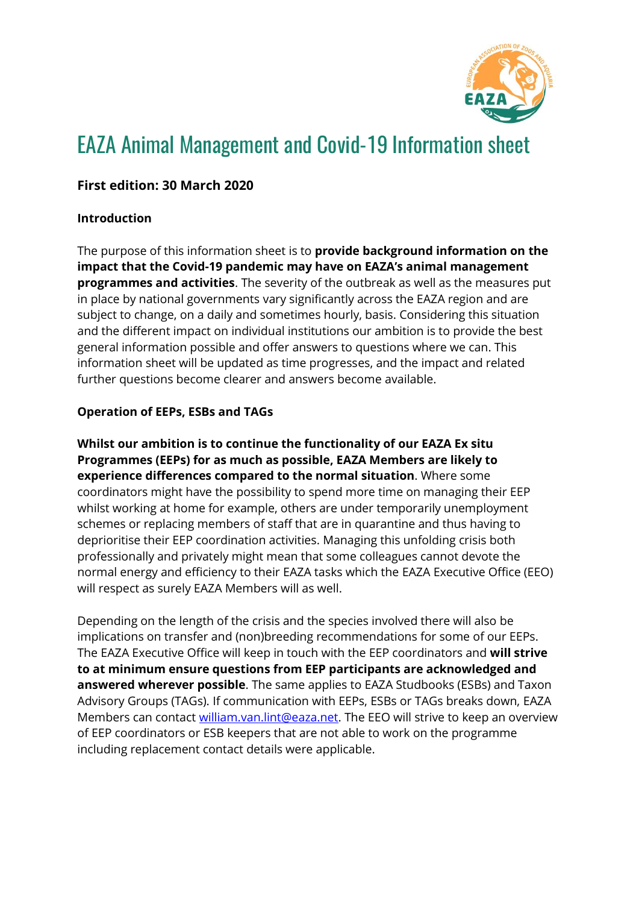# EAZA Animal Management and Covid-19 Information sheet

**First edition: 30 March 2020**

**Introduction**

The purpose of this information sheet is to **provide background information on the impact that the Covid-19 pandemic may have on EAZA's animal management programmes and activities**. The severity of the outbreak as well as the measures put in place by national governments vary significantly across the EAZA region and are subject to change, on a daily and sometimes hourly, basis. Considering this situation and the different impact on individual institutions our ambition is to provide the best general information possible and offer answers to questions where we can. This information sheet will be updated as time progresses, and the impact and related further questions become clearer and answers become available.

**Operation of EEPs, ESBs and TAGs**

**Whilst our ambition is to continue the functionality of our EAZA Ex situ Programmes (EEPs) for as much as possible, EAZA Members are likely to experience differences compared to the normal situation**. Where some coordinators might have the possibility to spend more time on managing their EEP whilst working at home for example, others are under temporarily unemployment schemes or replacing members of staff that are in quarantine and thus having to deprioritise their EEP coordination activities. Managing this unfolding crisis both professionally and privately might mean that some colleagues cannot devote the normal energy and efficiency to their EAZA tasks which the EAZA Executive Office (EEO) will respect as surely EAZA Members will as well.

Depending on the length of the crisis and the species involved there will also be implications on transfer and (non)breeding recommendations for some of our EEPs. The EAZA Executive Office will keep in touch with the EEP coordinators and **will strive to at minimum ensure questions from EEP participants are acknowledged and answered wherever possible**. The same applies to EAZA Studbooks (ESBs) and Taxon Advisory Groups (TAGs). If communication with EEPs, ESBs or TAGs breaks down, EAZA Members can contact william.van.lint@eaza.net. The EEO will strive to keep an overview of EEP coordinators or ESB keepers that are not able to work on the programme including replacement contact details were applicable.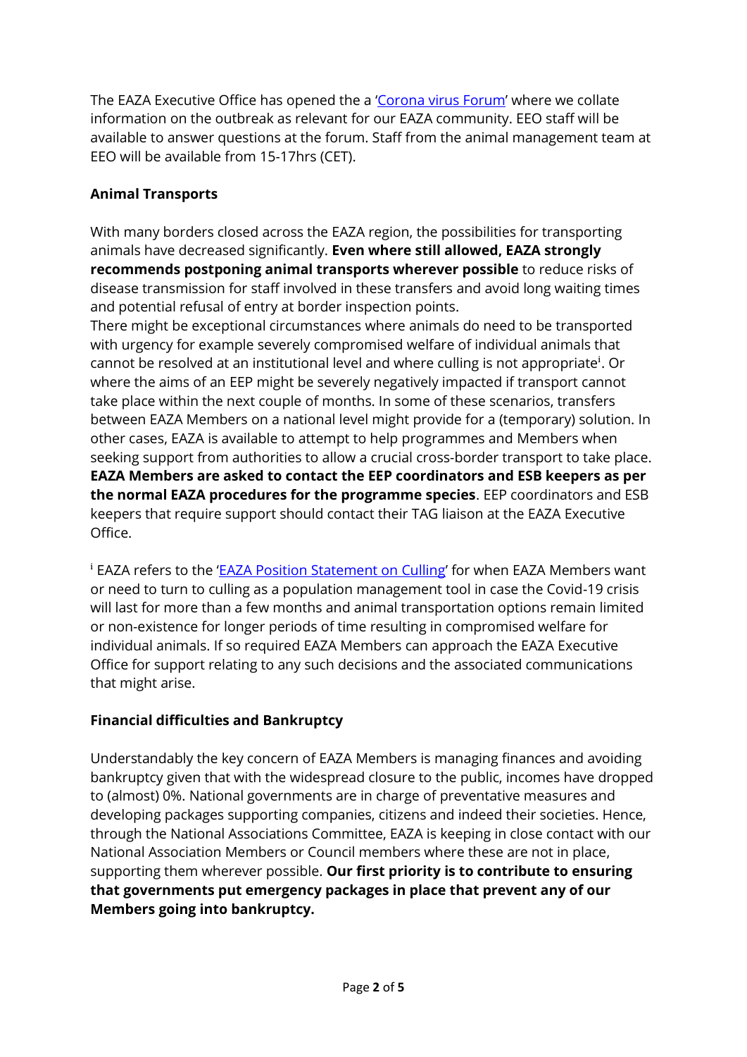The EAZA Executive Office has opened the a 'Corona virus Forum' where we collate information on the outbreak as relevant for our EAZA community. EEO staff will be available to answer questions at the forum. Staff from the animal management team at EEO will be available from 15-17hrs (CET).

**Animal Transports**

With many borders closed across the EAZA region, the possibilities for transporting animals have decreased significantly. **Even where still allowed, EAZA strongly recommends postponing animal transports wherever possible** to reduce risks of disease transmission for staff involved in these transfers and avoid long waiting times and potential refusal of entry at border inspection points.
There might be exceptional circumstances where animals do need to be transported with urgency for example severely compromised welfare of individual animals that cannot be resolved at an institutional level and where culling is not appropriate[i]. Or where the aims of an EEP might be severely negatively impacted if transport cannot take place within the next couple of months. In some of these scenarios, transfers between EAZA Members on a national level might provide for a (temporary) solution. In other cases, EAZA is available to attempt to help programmes and Members when seeking support from authorities to allow a crucial cross-border transport to take place. **EAZA Members are asked to contact the EEP coordinators and ESB keepers as per the normal EAZA procedures for the programme species**. EEP coordinators and ESB keepers that require support should contact their TAG liaison at the EAZA Executive Office.

[i] EAZA refers to the 'EAZA Position Statement on Culling' for when EAZA Members want or need to turn to culling as a population management tool in case the Covid-19 crisis will last for more than a few months and animal transportation options remain limited or non-existence for longer periods of time resulting in compromised welfare for individual animals. If so required EAZA Members can approach the EAZA Executive Office for support relating to any such decisions and the associated communications that might arise.

**Financial difficulties and Bankruptcy**

Understandably the key concern of EAZA Members is managing finances and avoiding bankruptcy given that with the widespread closure to the public, incomes have dropped to (almost) 0%. National governments are in charge of preventative measures and developing packages supporting companies, citizens and indeed their societies. Hence, through the National Associations Committee, EAZA is keeping in close contact with our National Association Members or Council members where these are not in place, supporting them wherever possible. **Our first priority is to contribute to ensuring that governments put emergency packages in place that prevent any of our Members going into bankruptcy.**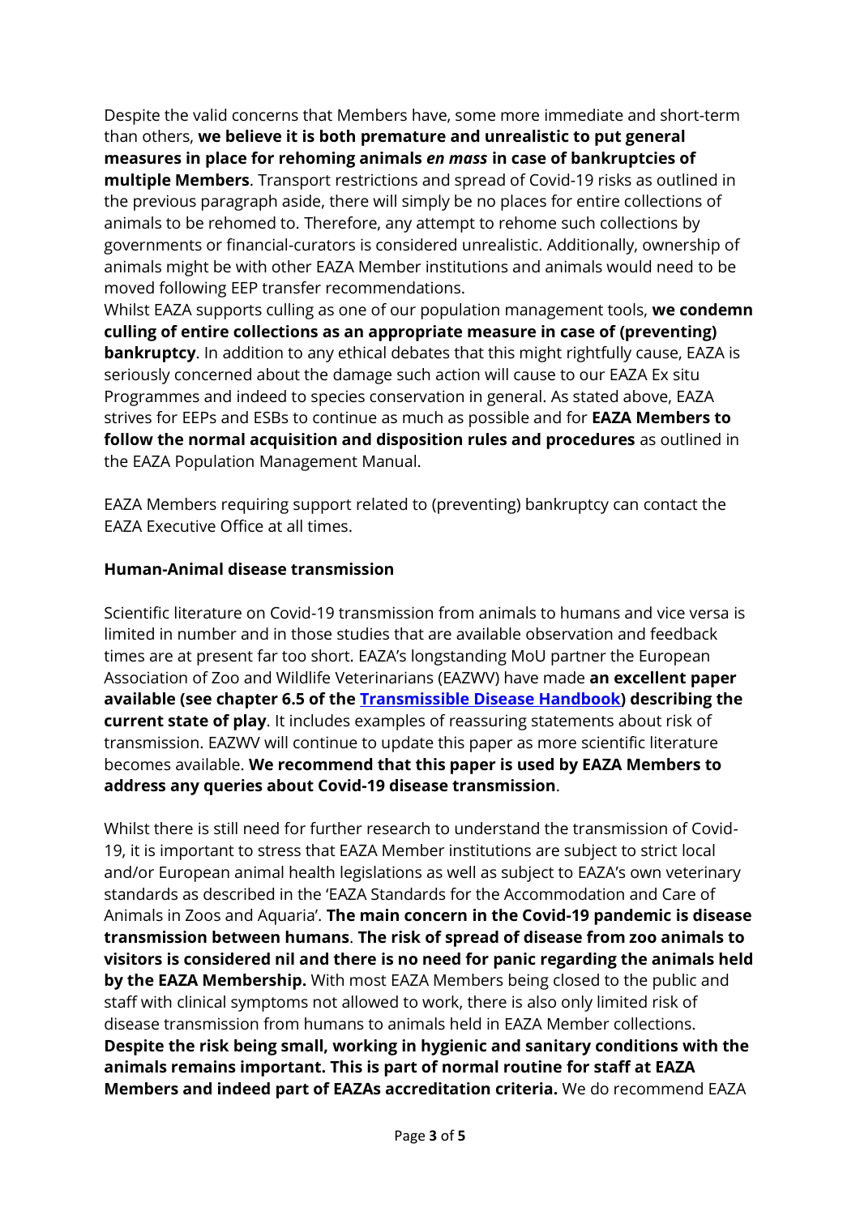Despite the valid concerns that Members have, some more immediate and short-term than others, **we believe it is both premature and unrealistic to put general measures in place for rehoming animals *en mass* in case of bankruptcies of multiple Members**. Transport restrictions and spread of Covid-19 risks as outlined in the previous paragraph aside, there will simply be no places for entire collections of animals to be rehomed to. Therefore, any attempt to rehome such collections by governments or financial-curators is considered unrealistic. Additionally, ownership of animals might be with other EAZA Member institutions and animals would need to be moved following EEP transfer recommendations.
Whilst EAZA supports culling as one of our population management tools, **we condemn culling of entire collections as an appropriate measure in case of (preventing) bankruptcy**. In addition to any ethical debates that this might rightfully cause, EAZA is seriously concerned about the damage such action will cause to our EAZA Ex situ Programmes and indeed to species conservation in general. As stated above, EAZA strives for EEPs and ESBs to continue as much as possible and for **EAZA Members to follow the normal acquisition and disposition rules and procedures** as outlined in the EAZA Population Management Manual.

EAZA Members requiring support related to (preventing) bankruptcy can contact the EAZA Executive Office at all times.

**Human-Animal disease transmission**

Scientific literature on Covid-19 transmission from animals to humans and vice versa is limited in number and in those studies that are available observation and feedback times are at present far too short. EAZA's longstanding MoU partner the European Association of Zoo and Wildlife Veterinarians (EAZWV) have made **an excellent paper available (see chapter 6.5 of the [Transmissible Disease Handbook](Transmissible Disease Handbook)) describing the current state of play**. It includes examples of reassuring statements about risk of transmission. EAZWV will continue to update this paper as more scientific literature becomes available. **We recommend that this paper is used by EAZA Members to address any queries about Covid-19 disease transmission**.

Whilst there is still need for further research to understand the transmission of Covid-19, it is important to stress that EAZA Member institutions are subject to strict local and/or European animal health legislations as well as subject to EAZA's own veterinary standards as described in the 'EAZA Standards for the Accommodation and Care of Animals in Zoos and Aquaria'. **The main concern in the Covid-19 pandemic is disease transmission between humans**. **The risk of spread of disease from zoo animals to visitors is considered nil and there is no need for panic regarding the animals held by the EAZA Membership.** With most EAZA Members being closed to the public and staff with clinical symptoms not allowed to work, there is also only limited risk of disease transmission from humans to animals held in EAZA Member collections. **Despite the risk being small, working in hygienic and sanitary conditions with the animals remains important. This is part of normal routine for staff at EAZA Members and indeed part of EAZAs accreditation criteria.** We do recommend EAZA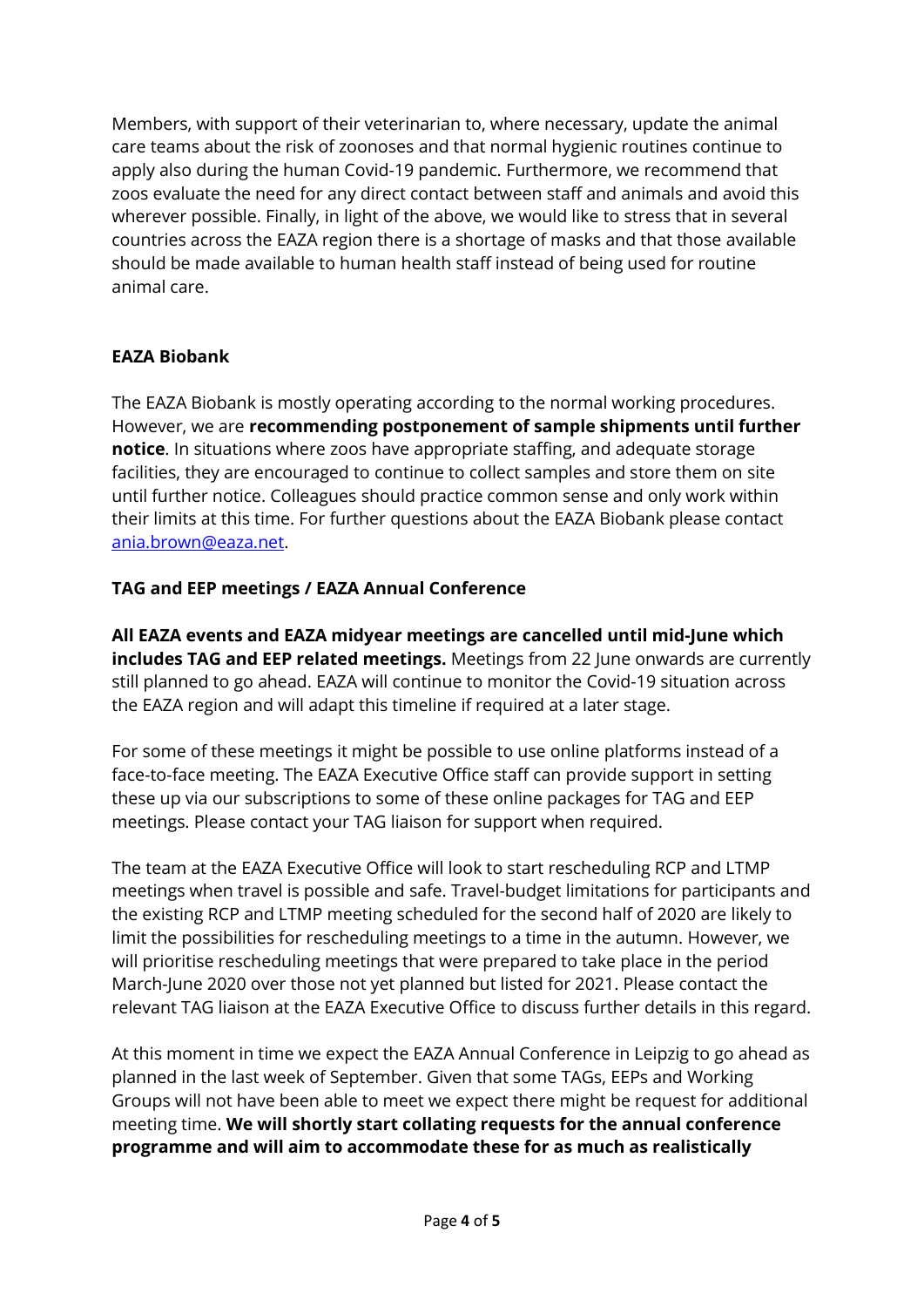Members, with support of their veterinarian to, where necessary, update the animal care teams about the risk of zoonoses and that normal hygienic routines continue to apply also during the human Covid-19 pandemic. Furthermore, we recommend that zoos evaluate the need for any direct contact between staff and animals and avoid this wherever possible. Finally, in light of the above, we would like to stress that in several countries across the EAZA region there is a shortage of masks and that those available should be made available to human health staff instead of being used for routine animal care.

**EAZA Biobank**

The EAZA Biobank is mostly operating according to the normal working procedures. However, we are **recommending postponement of sample shipments until further notice**. In situations where zoos have appropriate staffing, and adequate storage facilities, they are encouraged to continue to collect samples and store them on site until further notice. Colleagues should practice common sense and only work within their limits at this time. For further questions about the EAZA Biobank please contact ania.brown@eaza.net.

**TAG and EEP meetings / EAZA Annual Conference**

**All EAZA events and EAZA midyear meetings are cancelled until mid-June which includes TAG and EEP related meetings.** Meetings from 22 June onwards are currently still planned to go ahead. EAZA will continue to monitor the Covid-19 situation across the EAZA region and will adapt this timeline if required at a later stage.

For some of these meetings it might be possible to use online platforms instead of a face-to-face meeting. The EAZA Executive Office staff can provide support in setting these up via our subscriptions to some of these online packages for TAG and EEP meetings. Please contact your TAG liaison for support when required.

The team at the EAZA Executive Office will look to start rescheduling RCP and LTMP meetings when travel is possible and safe. Travel-budget limitations for participants and the existing RCP and LTMP meeting scheduled for the second half of 2020 are likely to limit the possibilities for rescheduling meetings to a time in the autumn. However, we will prioritise rescheduling meetings that were prepared to take place in the period March-June 2020 over those not yet planned but listed for 2021. Please contact the relevant TAG liaison at the EAZA Executive Office to discuss further details in this regard.

At this moment in time we expect the EAZA Annual Conference in Leipzig to go ahead as planned in the last week of September. Given that some TAGs, EEPs and Working Groups will not have been able to meet we expect there might be request for additional meeting time. **We will shortly start collating requests for the annual conference programme and will aim to accommodate these for as much as realistically**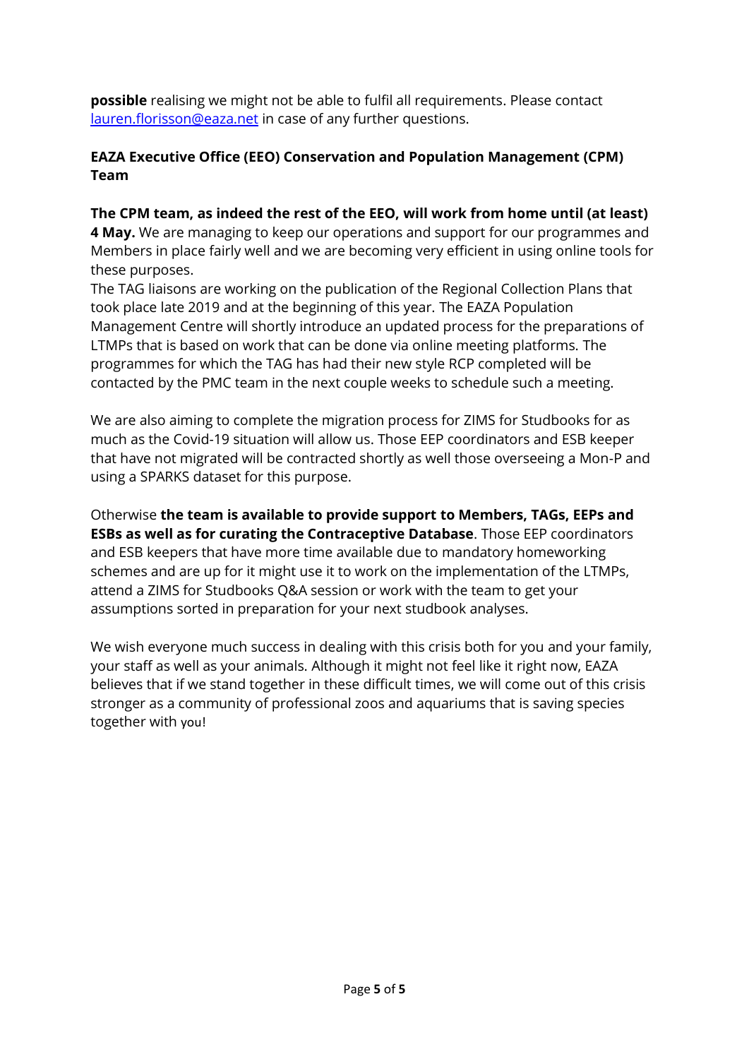**possible** realising we might not be able to fulfil all requirements. Please contact [lauren.florisson@eaza.net](mailto:lauren.florisson@eaza.net) in case of any further questions.

**EAZA Executive Office (EEO) Conservation and Population Management (CPM) Team**

**The CPM team, as indeed the rest of the EEO, will work from home until (at least) 4 May.** We are managing to keep our operations and support for our programmes and Members in place fairly well and we are becoming very efficient in using online tools for these purposes.
The TAG liaisons are working on the publication of the Regional Collection Plans that took place late 2019 and at the beginning of this year. The EAZA Population Management Centre will shortly introduce an updated process for the preparations of LTMPs that is based on work that can be done via online meeting platforms. The programmes for which the TAG has had their new style RCP completed will be contacted by the PMC team in the next couple weeks to schedule such a meeting.

We are also aiming to complete the migration process for ZIMS for Studbooks for as much as the Covid-19 situation will allow us. Those EEP coordinators and ESB keeper that have not migrated will be contracted shortly as well those overseeing a Mon-P and using a SPARKS dataset for this purpose.

Otherwise **the team is available to provide support to Members, TAGs, EEPs and ESBs as well as for curating the Contraceptive Database**. Those EEP coordinators and ESB keepers that have more time available due to mandatory homeworking schemes and are up for it might use it to work on the implementation of the LTMPs, attend a ZIMS for Studbooks Q&A session or work with the team to get your assumptions sorted in preparation for your next studbook analyses.

We wish everyone much success in dealing with this crisis both for you and your family, your staff as well as your animals. Although it might not feel like it right now, EAZA believes that if we stand together in these difficult times, we will come out of this crisis stronger as a community of professional zoos and aquariums that is saving species together with you!